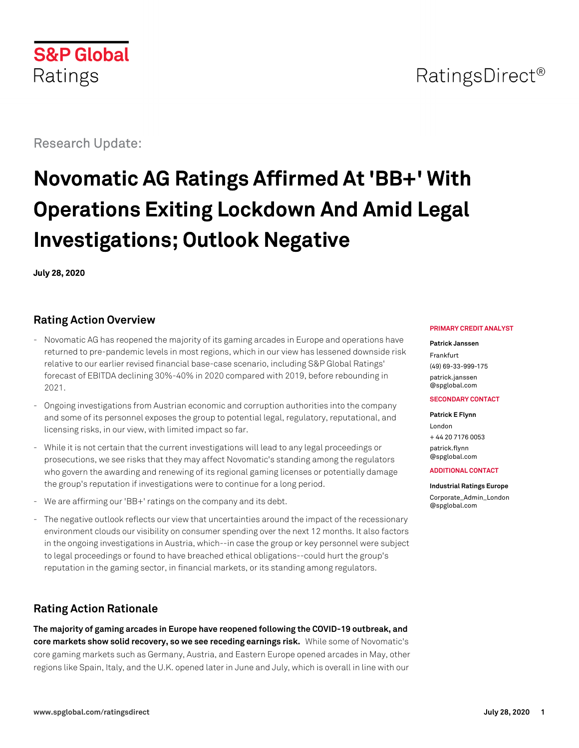S&P Global
Ratings

RatingsDirect®

Research Update:

# Novomatic AG Ratings Affirmed At 'BB+' With Operations Exiting Lockdown And Amid Legal Investigations; Outlook Negative

**July 28, 2020**

**PRIMARY CREDIT ANALYST**

**Patrick Janssen**
Frankfurt
(49) 69-33-999-175
patrick.janssen@spglobal.com

**SECONDARY CONTACT**

**Patrick E Flynn**
London
+ 44 20 7176 0053
patrick.flynn@spglobal.com

**ADDITIONAL CONTACT**

**Industrial Ratings Europe**
Corporate_Admin_London@spglobal.com

## Rating Action Overview

- Novomatic AG has reopened the majority of its gaming arcades in Europe and operations have returned to pre-pandemic levels in most regions, which in our view has lessened downside risk relative to our earlier revised financial base-case scenario, including S&P Global Ratings' forecast of EBITDA declining 30%-40% in 2020 compared with 2019, before rebounding in 2021.
- Ongoing investigations from Austrian economic and corruption authorities into the company and some of its personnel exposes the group to potential legal, regulatory, reputational, and licensing risks, in our view, with limited impact so far.
- While it is not certain that the current investigations will lead to any legal proceedings or prosecutions, we see risks that they may affect Novomatic's standing among the regulators who govern the awarding and renewing of its regional gaming licenses or potentially damage the group's reputation if investigations were to continue for a long period.
- We are affirming our 'BB+' ratings on the company and its debt.
- The negative outlook reflects our view that uncertainties around the impact of the recessionary environment clouds our visibility on consumer spending over the next 12 months. It also factors in the ongoing investigations in Austria, which--in case the group or key personnel were subject to legal proceedings or found to have breached ethical obligations--could hurt the group's reputation in the gaming sector, in financial markets, or its standing among regulators.

## Rating Action Rationale

**The majority of gaming arcades in Europe have reopened following the COVID-19 outbreak, and core markets show solid recovery, so we see receding earnings risk.** While some of Novomatic's core gaming markets such as Germany, Austria, and Eastern Europe opened arcades in May, other regions like Spain, Italy, and the U.K. opened later in June and July, which is overall in line with our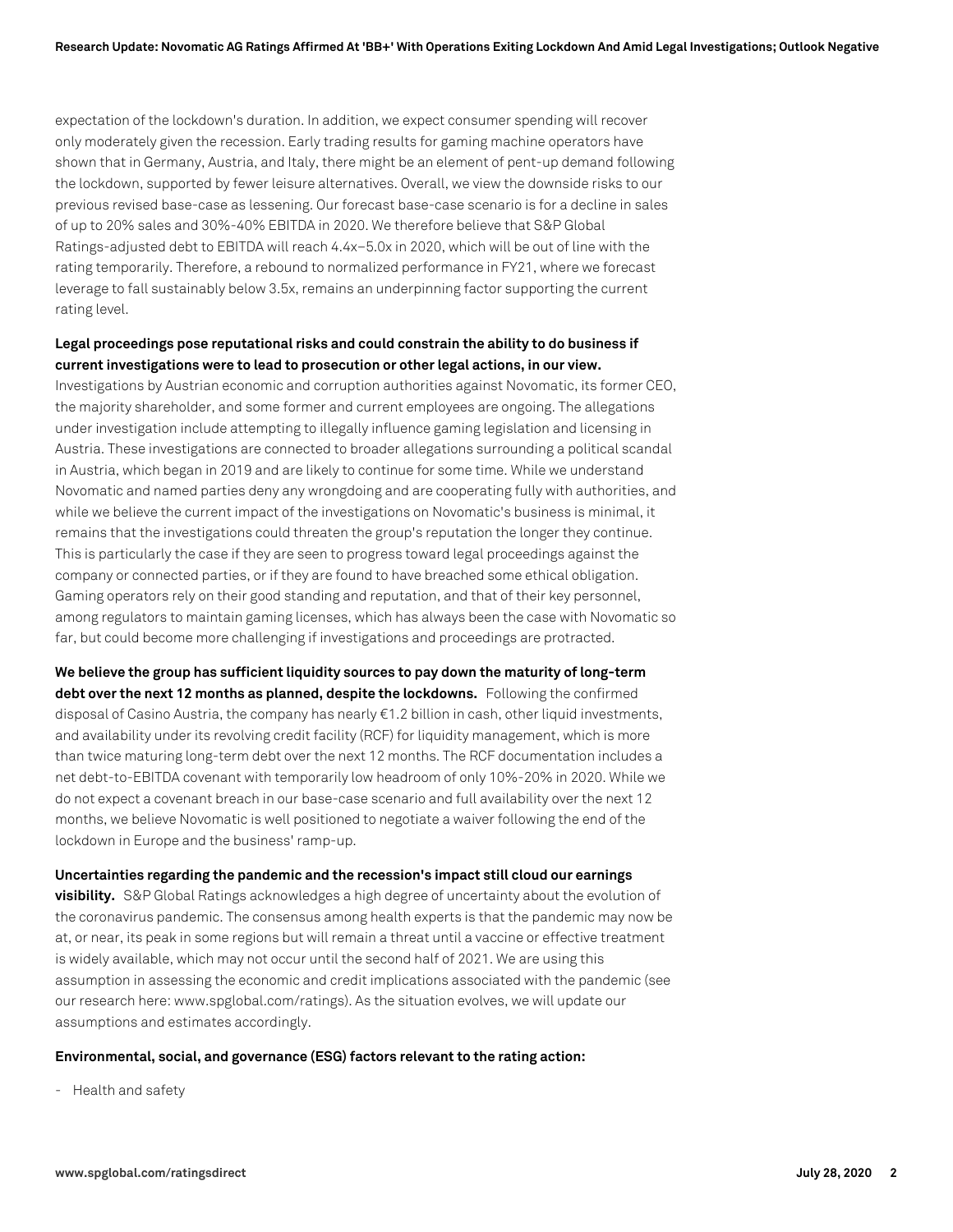expectation of the lockdown's duration. In addition, we expect consumer spending will recover only moderately given the recession. Early trading results for gaming machine operators have shown that in Germany, Austria, and Italy, there might be an element of pent-up demand following the lockdown, supported by fewer leisure alternatives. Overall, we view the downside risks to our previous revised base-case as lessening. Our forecast base-case scenario is for a decline in sales of up to 20% sales and 30%-40% EBITDA in 2020. We therefore believe that S&P Global Ratings-adjusted debt to EBITDA will reach 4.4x–5.0x in 2020, which will be out of line with the rating temporarily. Therefore, a rebound to normalized performance in FY21, where we forecast leverage to fall sustainably below 3.5x, remains an underpinning factor supporting the current rating level.

**Legal proceedings pose reputational risks and could constrain the ability to do business if current investigations were to lead to prosecution or other legal actions, in our view.** Investigations by Austrian economic and corruption authorities against Novomatic, its former CEO, the majority shareholder, and some former and current employees are ongoing. The allegations under investigation include attempting to illegally influence gaming legislation and licensing in Austria. These investigations are connected to broader allegations surrounding a political scandal in Austria, which began in 2019 and are likely to continue for some time. While we understand Novomatic and named parties deny any wrongdoing and are cooperating fully with authorities, and while we believe the current impact of the investigations on Novomatic's business is minimal, it remains that the investigations could threaten the group's reputation the longer they continue. This is particularly the case if they are seen to progress toward legal proceedings against the company or connected parties, or if they are found to have breached some ethical obligation. Gaming operators rely on their good standing and reputation, and that of their key personnel, among regulators to maintain gaming licenses, which has always been the case with Novomatic so far, but could become more challenging if investigations and proceedings are protracted.

**We believe the group has sufficient liquidity sources to pay down the maturity of long-term debt over the next 12 months as planned, despite the lockdowns.** Following the confirmed disposal of Casino Austria, the company has nearly €1.2 billion in cash, other liquid investments, and availability under its revolving credit facility (RCF) for liquidity management, which is more than twice maturing long-term debt over the next 12 months. The RCF documentation includes a net debt-to-EBITDA covenant with temporarily low headroom of only 10%-20% in 2020. While we do not expect a covenant breach in our base-case scenario and full availability over the next 12 months, we believe Novomatic is well positioned to negotiate a waiver following the end of the lockdown in Europe and the business' ramp-up.

**Uncertainties regarding the pandemic and the recession's impact still cloud our earnings visibility.** S&P Global Ratings acknowledges a high degree of uncertainty about the evolution of the coronavirus pandemic. The consensus among health experts is that the pandemic may now be at, or near, its peak in some regions but will remain a threat until a vaccine or effective treatment is widely available, which may not occur until the second half of 2021. We are using this assumption in assessing the economic and credit implications associated with the pandemic (see our research here: www.spglobal.com/ratings). As the situation evolves, we will update our assumptions and estimates accordingly.

**Environmental, social, and governance (ESG) factors relevant to the rating action:**

- Health and safety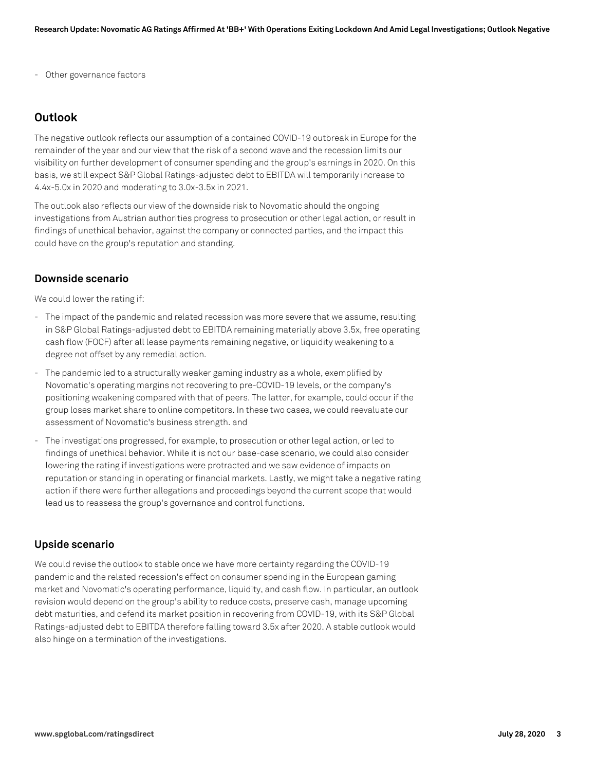- Other governance factors

## Outlook

The negative outlook reflects our assumption of a contained COVID-19 outbreak in Europe for the remainder of the year and our view that the risk of a second wave and the recession limits our visibility on further development of consumer spending and the group's earnings in 2020. On this basis, we still expect S&P Global Ratings-adjusted debt to EBITDA will temporarily increase to 4.4x-5.0x in 2020 and moderating to 3.0x-3.5x in 2021.

The outlook also reflects our view of the downside risk to Novomatic should the ongoing investigations from Austrian authorities progress to prosecution or other legal action, or result in findings of unethical behavior, against the company or connected parties, and the impact this could have on the group's reputation and standing.

### Downside scenario

We could lower the rating if:

- The impact of the pandemic and related recession was more severe that we assume, resulting in S&P Global Ratings-adjusted debt to EBITDA remaining materially above 3.5x, free operating cash flow (FOCF) after all lease payments remaining negative, or liquidity weakening to a degree not offset by any remedial action.
- The pandemic led to a structurally weaker gaming industry as a whole, exemplified by Novomatic's operating margins not recovering to pre-COVID-19 levels, or the company's positioning weakening compared with that of peers. The latter, for example, could occur if the group loses market share to online competitors. In these two cases, we could reevaluate our assessment of Novomatic's business strength. and
- The investigations progressed, for example, to prosecution or other legal action, or led to findings of unethical behavior. While it is not our base-case scenario, we could also consider lowering the rating if investigations were protracted and we saw evidence of impacts on reputation or standing in operating or financial markets. Lastly, we might take a negative rating action if there were further allegations and proceedings beyond the current scope that would lead us to reassess the group's governance and control functions.

### Upside scenario

We could revise the outlook to stable once we have more certainty regarding the COVID-19 pandemic and the related recession's effect on consumer spending in the European gaming market and Novomatic's operating performance, liquidity, and cash flow. In particular, an outlook revision would depend on the group's ability to reduce costs, preserve cash, manage upcoming debt maturities, and defend its market position in recovering from COVID-19, with its S&P Global Ratings-adjusted debt to EBITDA therefore falling toward 3.5x after 2020. A stable outlook would also hinge on a termination of the investigations.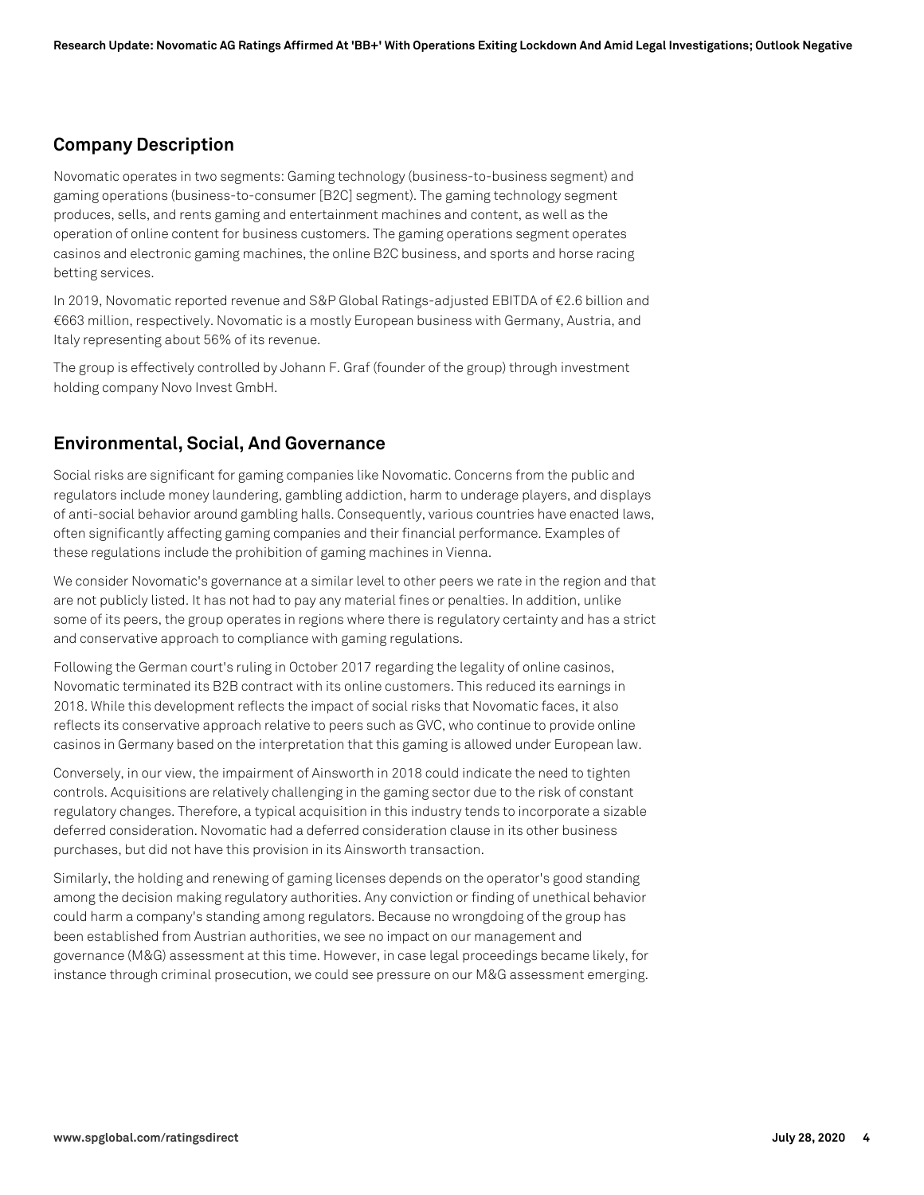## Company Description

Novomatic operates in two segments: Gaming technology (business-to-business segment) and gaming operations (business-to-consumer [B2C] segment). The gaming technology segment produces, sells, and rents gaming and entertainment machines and content, as well as the operation of online content for business customers. The gaming operations segment operates casinos and electronic gaming machines, the online B2C business, and sports and horse racing betting services.

In 2019, Novomatic reported revenue and S&P Global Ratings-adjusted EBITDA of €2.6 billion and €663 million, respectively. Novomatic is a mostly European business with Germany, Austria, and Italy representing about 56% of its revenue.

The group is effectively controlled by Johann F. Graf (founder of the group) through investment holding company Novo Invest GmbH.

## Environmental, Social, And Governance

Social risks are significant for gaming companies like Novomatic. Concerns from the public and regulators include money laundering, gambling addiction, harm to underage players, and displays of anti-social behavior around gambling halls. Consequently, various countries have enacted laws, often significantly affecting gaming companies and their financial performance. Examples of these regulations include the prohibition of gaming machines in Vienna.

We consider Novomatic's governance at a similar level to other peers we rate in the region and that are not publicly listed. It has not had to pay any material fines or penalties. In addition, unlike some of its peers, the group operates in regions where there is regulatory certainty and has a strict and conservative approach to compliance with gaming regulations.

Following the German court's ruling in October 2017 regarding the legality of online casinos, Novomatic terminated its B2B contract with its online customers. This reduced its earnings in 2018. While this development reflects the impact of social risks that Novomatic faces, it also reflects its conservative approach relative to peers such as GVC, who continue to provide online casinos in Germany based on the interpretation that this gaming is allowed under European law.

Conversely, in our view, the impairment of Ainsworth in 2018 could indicate the need to tighten controls. Acquisitions are relatively challenging in the gaming sector due to the risk of constant regulatory changes. Therefore, a typical acquisition in this industry tends to incorporate a sizable deferred consideration. Novomatic had a deferred consideration clause in its other business purchases, but did not have this provision in its Ainsworth transaction.

Similarly, the holding and renewing of gaming licenses depends on the operator's good standing among the decision making regulatory authorities. Any conviction or finding of unethical behavior could harm a company's standing among regulators. Because no wrongdoing of the group has been established from Austrian authorities, we see no impact on our management and governance (M&G) assessment at this time. However, in case legal proceedings became likely, for instance through criminal prosecution, we could see pressure on our M&G assessment emerging.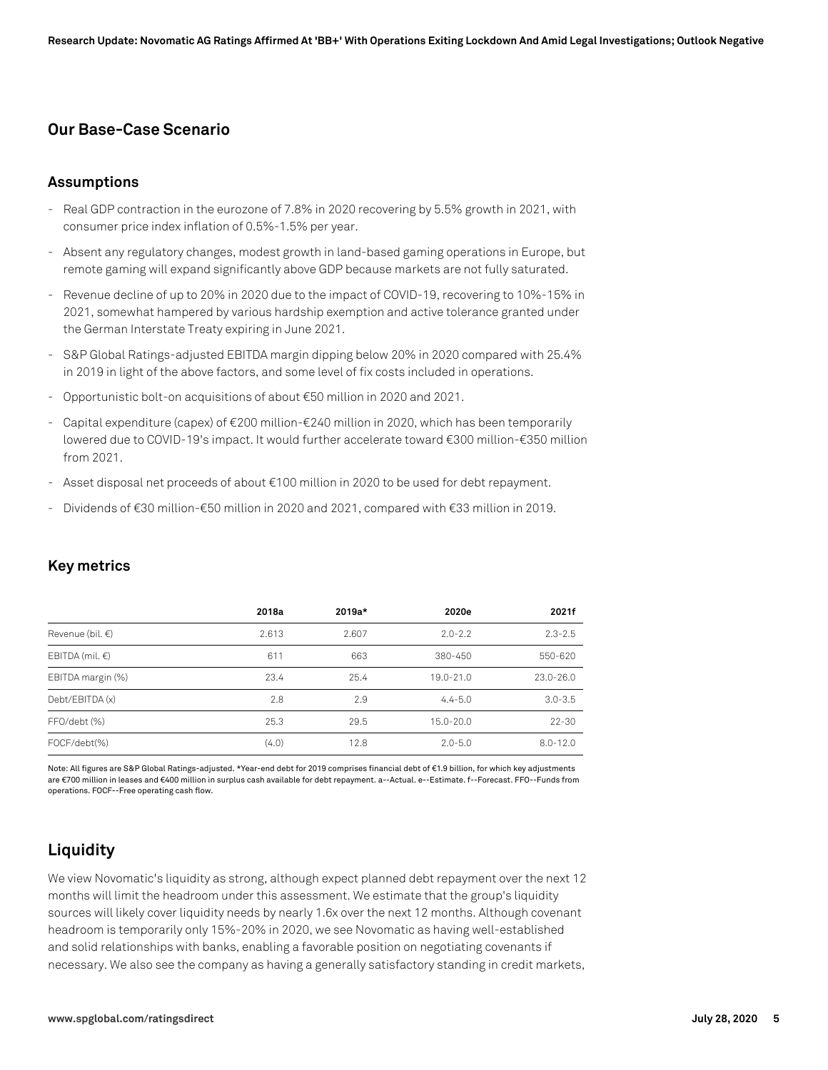## Our Base-Case Scenario

### Assumptions

- Real GDP contraction in the eurozone of 7.8% in 2020 recovering by 5.5% growth in 2021, with consumer price index inflation of 0.5%-1.5% per year.
- Absent any regulatory changes, modest growth in land-based gaming operations in Europe, but remote gaming will expand significantly above GDP because markets are not fully saturated.
- Revenue decline of up to 20% in 2020 due to the impact of COVID-19, recovering to 10%-15% in 2021, somewhat hampered by various hardship exemption and active tolerance granted under the German Interstate Treaty expiring in June 2021.
- S&P Global Ratings-adjusted EBITDA margin dipping below 20% in 2020 compared with 25.4% in 2019 in light of the above factors, and some level of fix costs included in operations.
- Opportunistic bolt-on acquisitions of about €50 million in 2020 and 2021.
- Capital expenditure (capex) of €200 million-€240 million in 2020, which has been temporarily lowered due to COVID-19's impact. It would further accelerate toward €300 million-€350 million from 2021.
- Asset disposal net proceeds of about €100 million in 2020 to be used for debt repayment.
- Dividends of €30 million-€50 million in 2020 and 2021, compared with €33 million in 2019.

### Key metrics

| | 2018a | 2019a* | 2020e | 2021f |
|---|---|---|---|---|
| Revenue (bil. €) | 2.613 | 2.607 | 2.0-2.2 | 2.3-2.5 |
| EBITDA (mil. €) | 611 | 663 | 380-450 | 550-620 |
| EBITDA margin (%) | 23.4 | 25.4 | 19.0-21.0 | 23.0-26.0 |
| Debt/EBITDA (x) | 2.8 | 2.9 | 4.4-5.0 | 3.0-3.5 |
| FFO/debt (%) | 25.3 | 29.5 | 15.0-20.0 | 22-30 |
| FOCF/debt(%) | (4.0) | 12.8 | 2.0-5.0 | 8.0-12.0 |

Note: All figures are S&P Global Ratings-adjusted. *Year-end debt for 2019 comprises financial debt of €1.9 billion, for which key adjustments are €700 million in leases and €400 million in surplus cash available for debt repayment. a--Actual. e--Estimate. f--Forecast. FFO--Funds from operations. FOCF--Free operating cash flow.

## Liquidity

We view Novomatic's liquidity as strong, although expect planned debt repayment over the next 12 months will limit the headroom under this assessment. We estimate that the group's liquidity sources will likely cover liquidity needs by nearly 1.6x over the next 12 months. Although covenant headroom is temporarily only 15%-20% in 2020, we see Novomatic as having well-established and solid relationships with banks, enabling a favorable position on negotiating covenants if necessary. We also see the company as having a generally satisfactory standing in credit markets,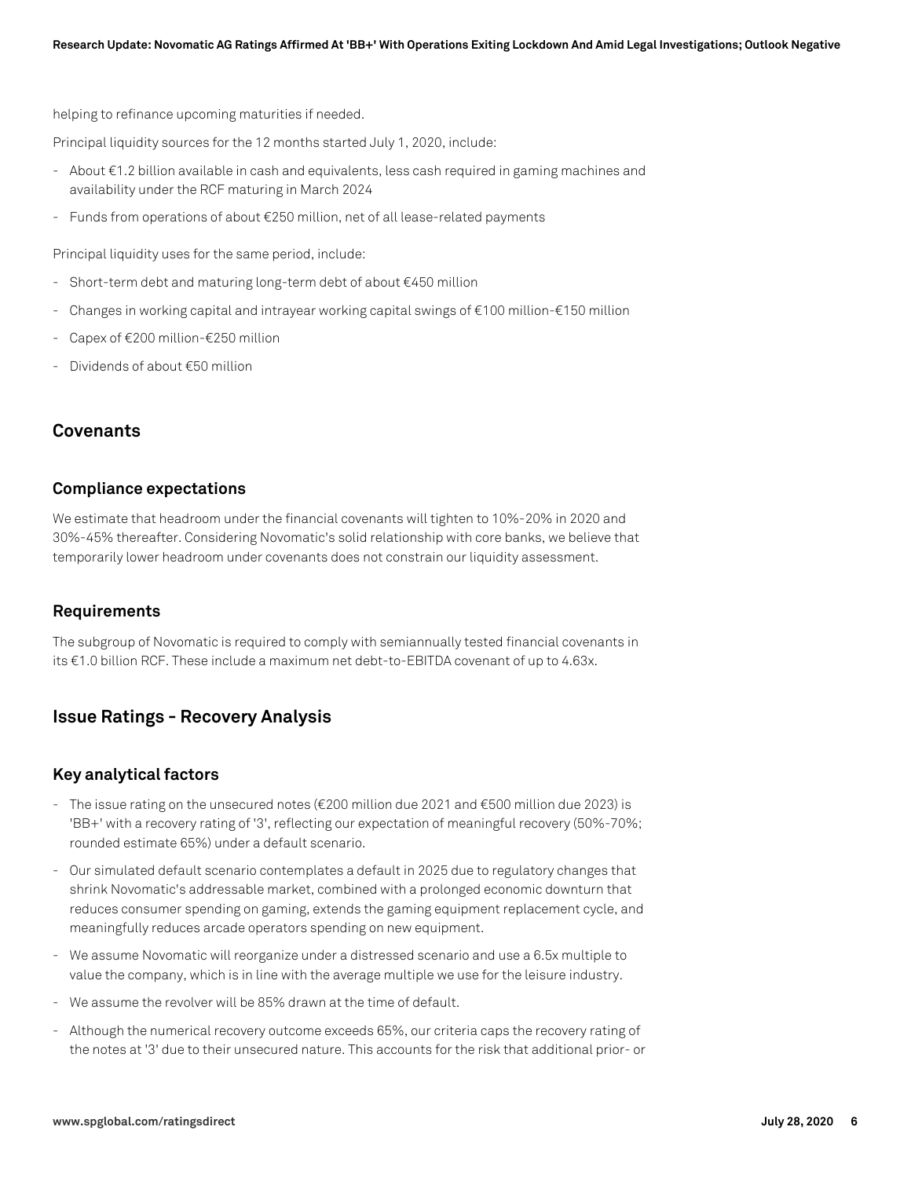helping to refinance upcoming maturities if needed.

Principal liquidity sources for the 12 months started July 1, 2020, include:

- About €1.2 billion available in cash and equivalents, less cash required in gaming machines and availability under the RCF maturing in March 2024
- Funds from operations of about €250 million, net of all lease-related payments

Principal liquidity uses for the same period, include:

- Short-term debt and maturing long-term debt of about €450 million
- Changes in working capital and intrayear working capital swings of €100 million-€150 million
- Capex of €200 million-€250 million
- Dividends of about €50 million

## Covenants

### Compliance expectations

We estimate that headroom under the financial covenants will tighten to 10%-20% in 2020 and 30%-45% thereafter. Considering Novomatic's solid relationship with core banks, we believe that temporarily lower headroom under covenants does not constrain our liquidity assessment.

### Requirements

The subgroup of Novomatic is required to comply with semiannually tested financial covenants in its €1.0 billion RCF. These include a maximum net debt-to-EBITDA covenant of up to 4.63x.

## Issue Ratings - Recovery Analysis

### Key analytical factors

- The issue rating on the unsecured notes (€200 million due 2021 and €500 million due 2023) is 'BB+' with a recovery rating of '3', reflecting our expectation of meaningful recovery (50%-70%; rounded estimate 65%) under a default scenario.
- Our simulated default scenario contemplates a default in 2025 due to regulatory changes that shrink Novomatic's addressable market, combined with a prolonged economic downturn that reduces consumer spending on gaming, extends the gaming equipment replacement cycle, and meaningfully reduces arcade operators spending on new equipment.
- We assume Novomatic will reorganize under a distressed scenario and use a 6.5x multiple to value the company, which is in line with the average multiple we use for the leisure industry.
- We assume the revolver will be 85% drawn at the time of default.
- Although the numerical recovery outcome exceeds 65%, our criteria caps the recovery rating of the notes at '3' due to their unsecured nature. This accounts for the risk that additional prior- or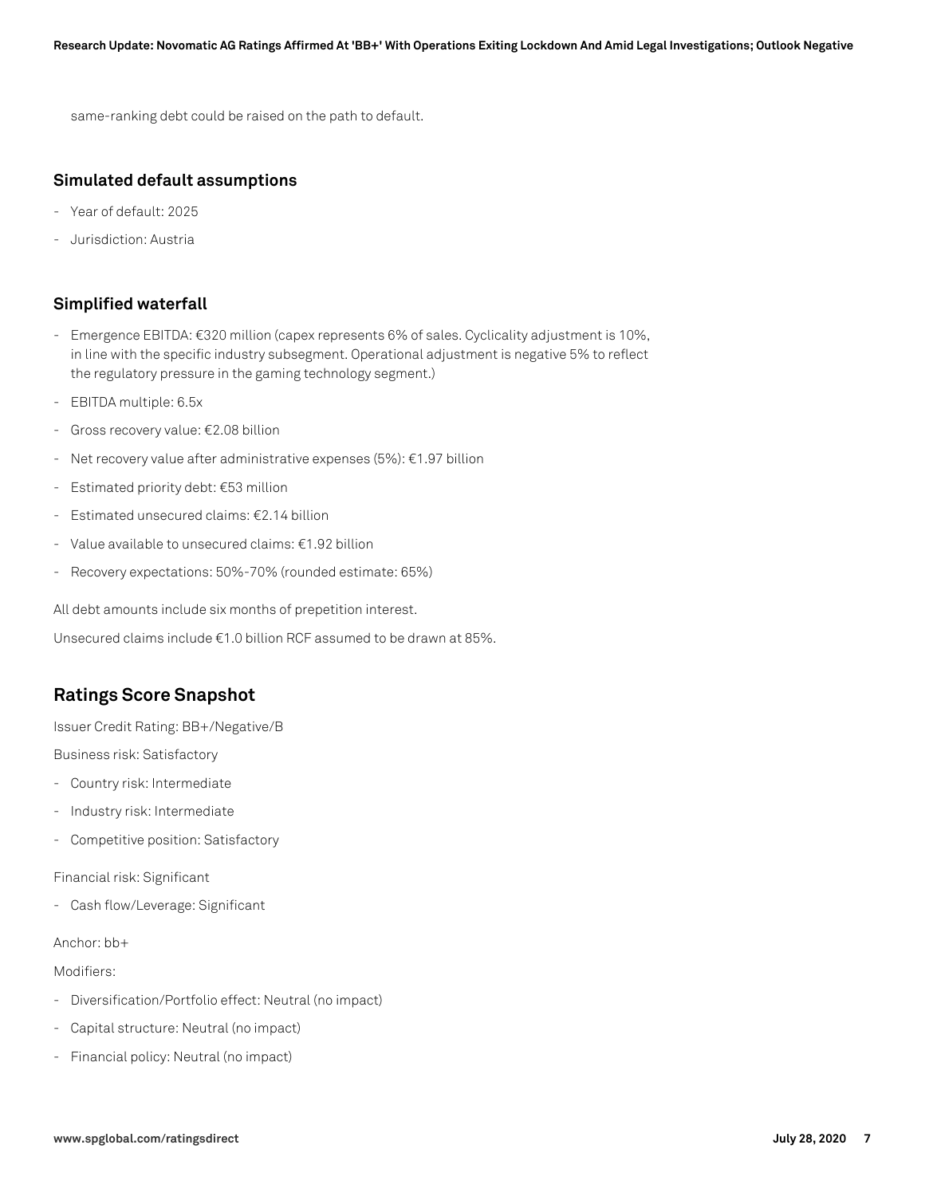same-ranking debt could be raised on the path to default.

### Simulated default assumptions

- Year of default: 2025
- Jurisdiction: Austria

### Simplified waterfall

- Emergence EBITDA: €320 million (capex represents 6% of sales. Cyclicality adjustment is 10%, in line with the specific industry subsegment. Operational adjustment is negative 5% to reflect the regulatory pressure in the gaming technology segment.)
- EBITDA multiple: 6.5x
- Gross recovery value: €2.08 billion
- Net recovery value after administrative expenses (5%): €1.97 billion
- Estimated priority debt: €53 million
- Estimated unsecured claims: €2.14 billion
- Value available to unsecured claims: €1.92 billion
- Recovery expectations: 50%-70% (rounded estimate: 65%)

All debt amounts include six months of prepetition interest.

Unsecured claims include €1.0 billion RCF assumed to be drawn at 85%.

## Ratings Score Snapshot

Issuer Credit Rating: BB+/Negative/B

Business risk: Satisfactory

- Country risk: Intermediate
- Industry risk: Intermediate
- Competitive position: Satisfactory

Financial risk: Significant

- Cash flow/Leverage: Significant

Anchor: bb+

Modifiers:

- Diversification/Portfolio effect: Neutral (no impact)
- Capital structure: Neutral (no impact)
- Financial policy: Neutral (no impact)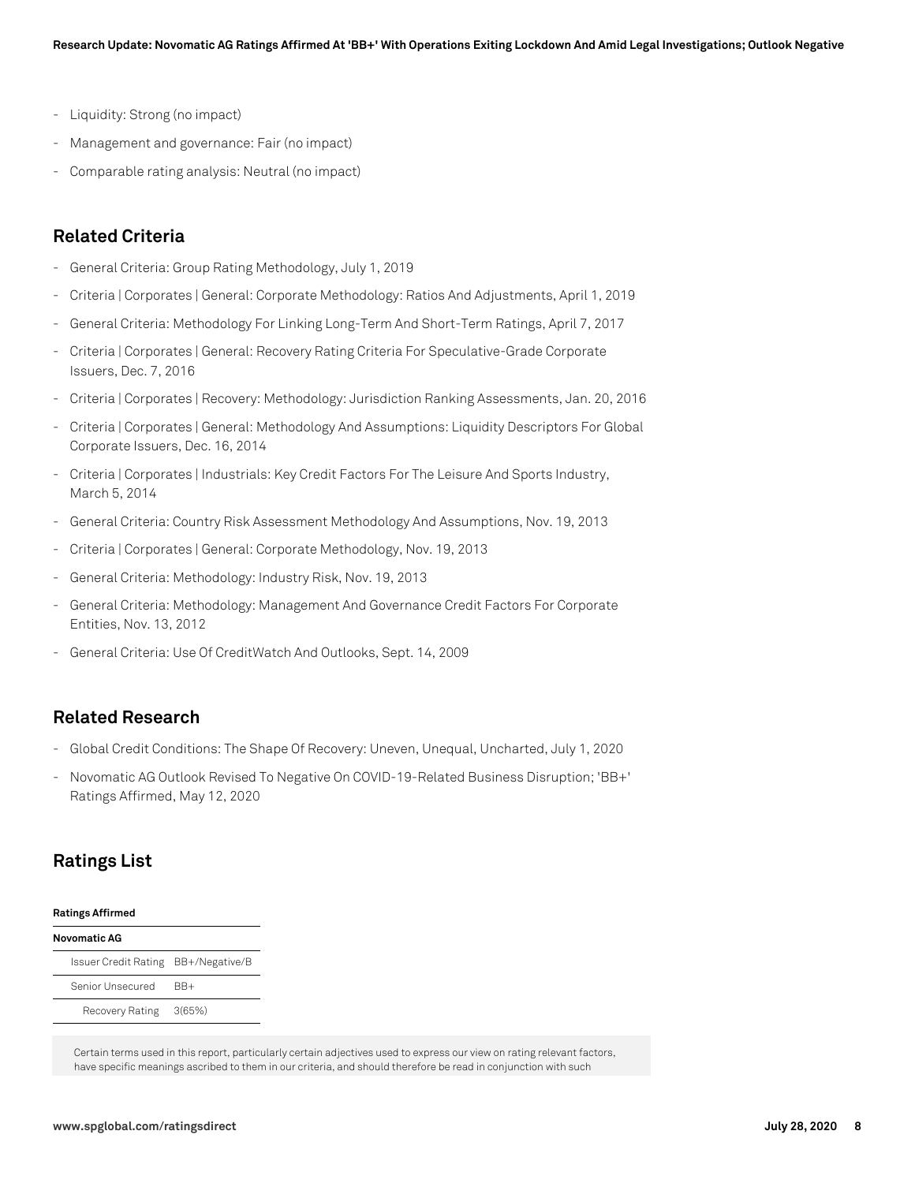- Liquidity: Strong (no impact)
- Management and governance: Fair (no impact)
- Comparable rating analysis: Neutral (no impact)

## Related Criteria

- General Criteria: Group Rating Methodology, July 1, 2019
- Criteria | Corporates | General: Corporate Methodology: Ratios And Adjustments, April 1, 2019
- General Criteria: Methodology For Linking Long-Term And Short-Term Ratings, April 7, 2017
- Criteria | Corporates | General: Recovery Rating Criteria For Speculative-Grade Corporate Issuers, Dec. 7, 2016
- Criteria | Corporates | Recovery: Methodology: Jurisdiction Ranking Assessments, Jan. 20, 2016
- Criteria | Corporates | General: Methodology And Assumptions: Liquidity Descriptors For Global Corporate Issuers, Dec. 16, 2014
- Criteria | Corporates | Industrials: Key Credit Factors For The Leisure And Sports Industry, March 5, 2014
- General Criteria: Country Risk Assessment Methodology And Assumptions, Nov. 19, 2013
- Criteria | Corporates | General: Corporate Methodology, Nov. 19, 2013
- General Criteria: Methodology: Industry Risk, Nov. 19, 2013
- General Criteria: Methodology: Management And Governance Credit Factors For Corporate Entities, Nov. 13, 2012
- General Criteria: Use Of CreditWatch And Outlooks, Sept. 14, 2009

## Related Research

- Global Credit Conditions: The Shape Of Recovery: Uneven, Unequal, Uncharted, July 1, 2020
- Novomatic AG Outlook Revised To Negative On COVID-19-Related Business Disruption; 'BB+' Ratings Affirmed, May 12, 2020

## Ratings List

| **Ratings Affirmed** | |
|---|---|
| **Novomatic AG** | |
| Issuer Credit Rating | BB+/Negative/B |
| Senior Unsecured | BB+ |
| Recovery Rating | 3(65%) |

Certain terms used in this report, particularly certain adjectives used to express our view on rating relevant factors, have specific meanings ascribed to them in our criteria, and should therefore be read in conjunction with such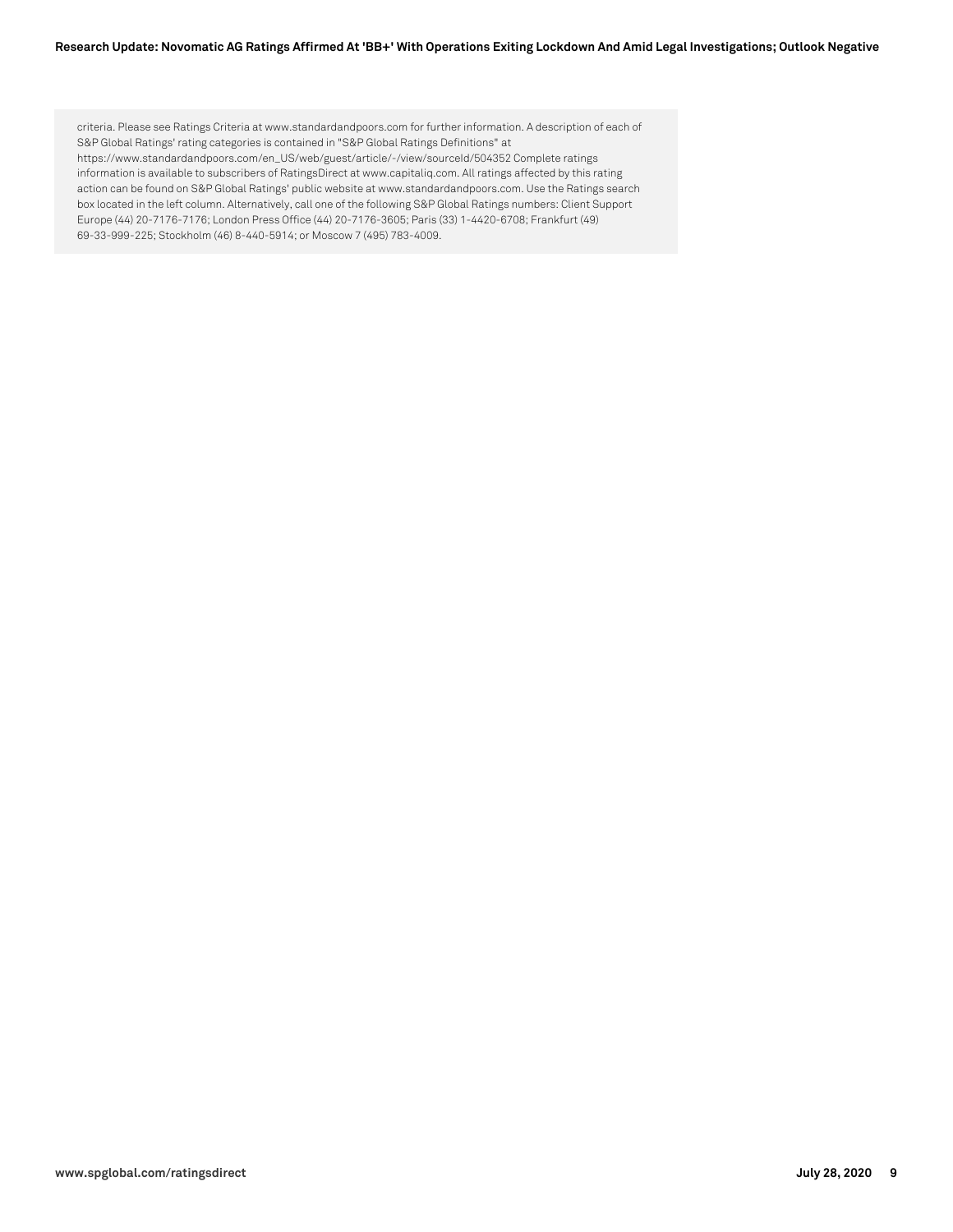criteria. Please see Ratings Criteria at www.standardandpoors.com for further information. A description of each of S&P Global Ratings' rating categories is contained in "S&P Global Ratings Definitions" at https://www.standardandpoors.com/en_US/web/guest/article/-/view/sourceId/504352 Complete ratings information is available to subscribers of RatingsDirect at www.capitaliq.com. All ratings affected by this rating action can be found on S&P Global Ratings' public website at www.standardandpoors.com. Use the Ratings search box located in the left column. Alternatively, call one of the following S&P Global Ratings numbers: Client Support Europe (44) 20-7176-7176; London Press Office (44) 20-7176-3605; Paris (33) 1-4420-6708; Frankfurt (49) 69-33-999-225; Stockholm (46) 8-440-5914; or Moscow 7 (495) 783-4009.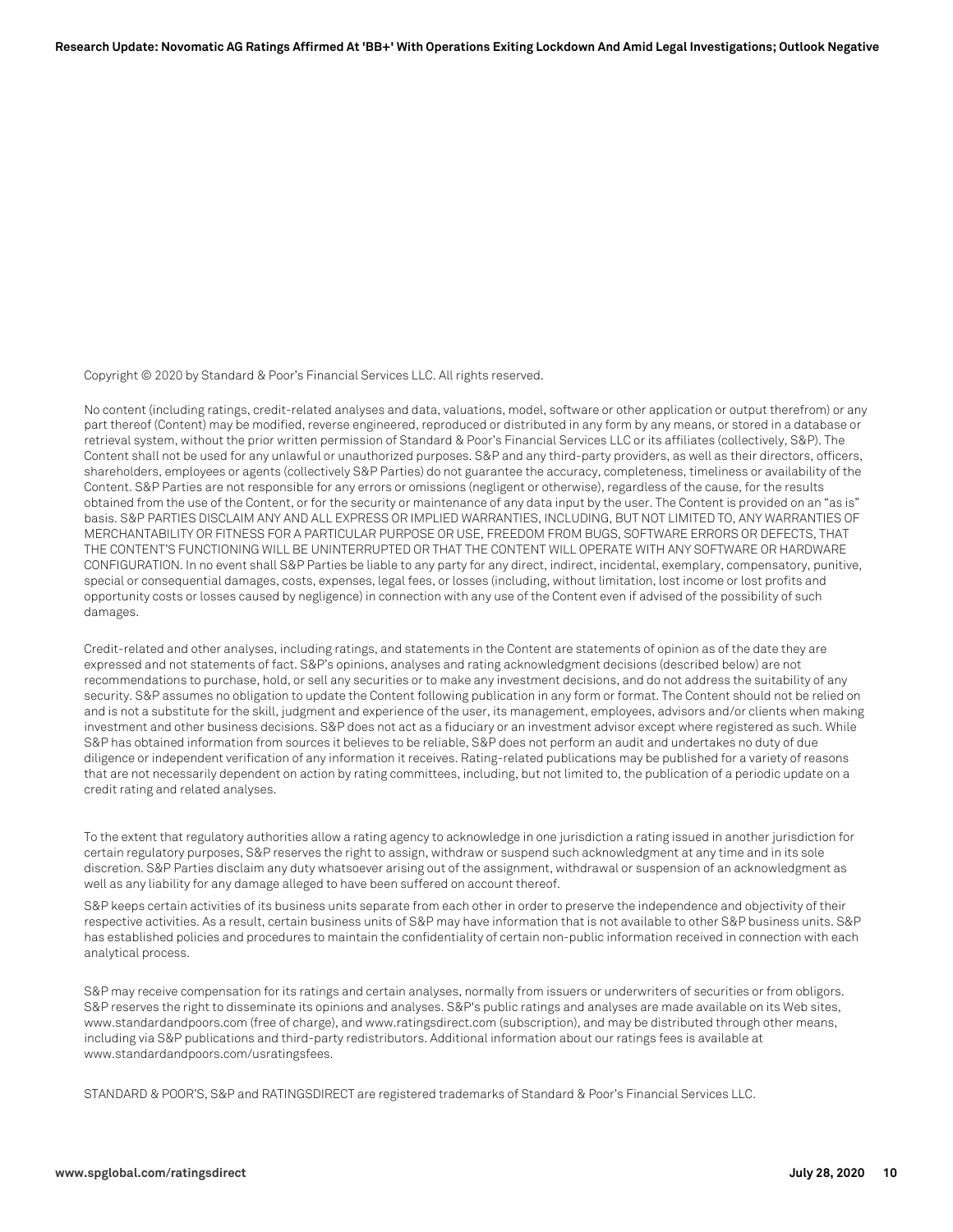Copyright © 2020 by Standard & Poor's Financial Services LLC. All rights reserved.

No content (including ratings, credit-related analyses and data, valuations, model, software or other application or output therefrom) or any part thereof (Content) may be modified, reverse engineered, reproduced or distributed in any form by any means, or stored in a database or retrieval system, without the prior written permission of Standard & Poor's Financial Services LLC or its affiliates (collectively, S&P). The Content shall not be used for any unlawful or unauthorized purposes. S&P and any third-party providers, as well as their directors, officers, shareholders, employees or agents (collectively S&P Parties) do not guarantee the accuracy, completeness, timeliness or availability of the Content. S&P Parties are not responsible for any errors or omissions (negligent or otherwise), regardless of the cause, for the results obtained from the use of the Content, or for the security or maintenance of any data input by the user. The Content is provided on an "as is" basis. S&P PARTIES DISCLAIM ANY AND ALL EXPRESS OR IMPLIED WARRANTIES, INCLUDING, BUT NOT LIMITED TO, ANY WARRANTIES OF MERCHANTABILITY OR FITNESS FOR A PARTICULAR PURPOSE OR USE, FREEDOM FROM BUGS, SOFTWARE ERRORS OR DEFECTS, THAT THE CONTENT'S FUNCTIONING WILL BE UNINTERRUPTED OR THAT THE CONTENT WILL OPERATE WITH ANY SOFTWARE OR HARDWARE CONFIGURATION. In no event shall S&P Parties be liable to any party for any direct, indirect, incidental, exemplary, compensatory, punitive, special or consequential damages, costs, expenses, legal fees, or losses (including, without limitation, lost income or lost profits and opportunity costs or losses caused by negligence) in connection with any use of the Content even if advised of the possibility of such damages.

Credit-related and other analyses, including ratings, and statements in the Content are statements of opinion as of the date they are expressed and not statements of fact. S&P's opinions, analyses and rating acknowledgment decisions (described below) are not recommendations to purchase, hold, or sell any securities or to make any investment decisions, and do not address the suitability of any security. S&P assumes no obligation to update the Content following publication in any form or format. The Content should not be relied on and is not a substitute for the skill, judgment and experience of the user, its management, employees, advisors and/or clients when making investment and other business decisions. S&P does not act as a fiduciary or an investment advisor except where registered as such. While S&P has obtained information from sources it believes to be reliable, S&P does not perform an audit and undertakes no duty of due diligence or independent verification of any information it receives. Rating-related publications may be published for a variety of reasons that are not necessarily dependent on action by rating committees, including, but not limited to, the publication of a periodic update on a credit rating and related analyses.

To the extent that regulatory authorities allow a rating agency to acknowledge in one jurisdiction a rating issued in another jurisdiction for certain regulatory purposes, S&P reserves the right to assign, withdraw or suspend such acknowledgment at any time and in its sole discretion. S&P Parties disclaim any duty whatsoever arising out of the assignment, withdrawal or suspension of an acknowledgment as well as any liability for any damage alleged to have been suffered on account thereof.

S&P keeps certain activities of its business units separate from each other in order to preserve the independence and objectivity of their respective activities. As a result, certain business units of S&P may have information that is not available to other S&P business units. S&P has established policies and procedures to maintain the confidentiality of certain non-public information received in connection with each analytical process.

S&P may receive compensation for its ratings and certain analyses, normally from issuers or underwriters of securities or from obligors. S&P reserves the right to disseminate its opinions and analyses. S&P's public ratings and analyses are made available on its Web sites, www.standardandpoors.com (free of charge), and www.ratingsdirect.com (subscription), and may be distributed through other means, including via S&P publications and third-party redistributors. Additional information about our ratings fees is available at www.standardandpoors.com/usratingsfees.

STANDARD & POOR'S, S&P and RATINGSDIRECT are registered trademarks of Standard & Poor's Financial Services LLC.